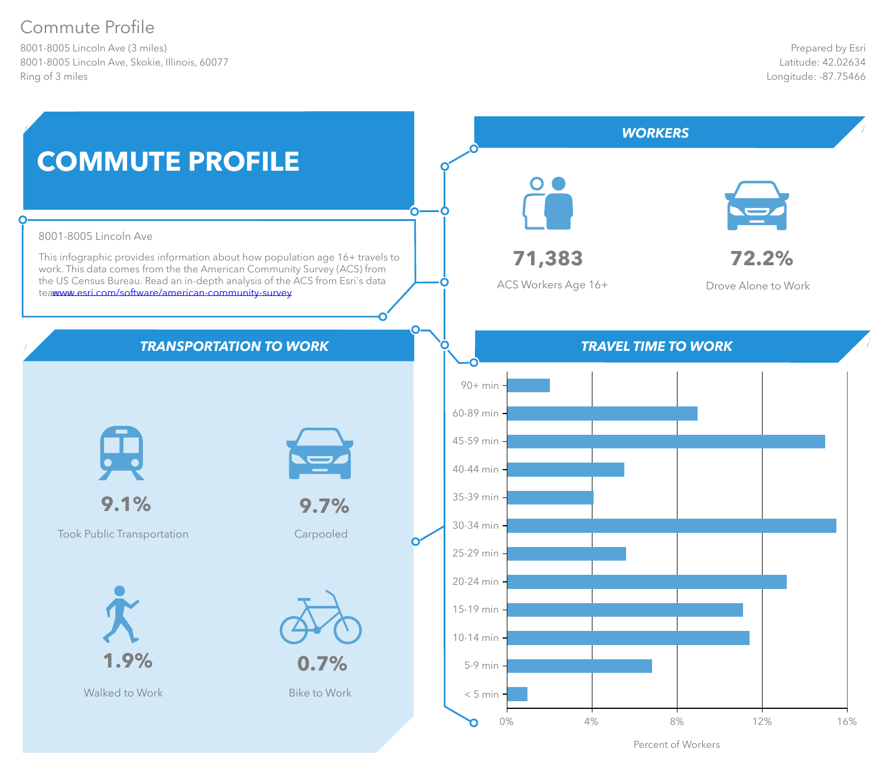# Commute Profile

8001-8005 Lincoln Ave (3 miles)
8001-8005 Lincoln Ave, Skokie, Illinois, 60077
Ring of 3 miles

Prepared by Esri
Latitude: 42.02634
Longitude: -87.75466

## COMMUTE PROFILE

8001-8005 Lincoln Ave

This infographic provides information about how population age 16+ travels to work. This data comes from the the American Community Survey (ACS) from the US Census Bureau. Read an in-depth analysis of the ACS from Esri's data teawww.esri.com/software/american-community-survey

## WORKERS

**71,383**
ACS Workers Age 16+

**72.2%**
Drove Alone to Work

## TRANSPORTATION TO WORK

**9.1%**
Took Public Transportation

**9.7%**
Carpooled

**1.9%**
Walked to Work

**0.7%**
Bike to Work

## TRAVEL TIME TO WORK

| Travel Time | Percent of Workers (approx.) |
|---|---|
| 90+ min | 2.0% |
| 60-89 min | 9.0% |
| 45-59 min | 15.0% |
| 40-44 min | 5.5% |
| 35-39 min | 4.0% |
| 30-34 min | 15.5% |
| 25-29 min | 5.6% |
| 20-24 min | 13.2% |
| 15-19 min | 11.1% |
| 10-14 min | 11.4% |
| 5-9 min | 6.8% |
| < 5 min | 0.9% |

Percent of Workers (axis: 0%, 4%, 8%, 12%, 16%)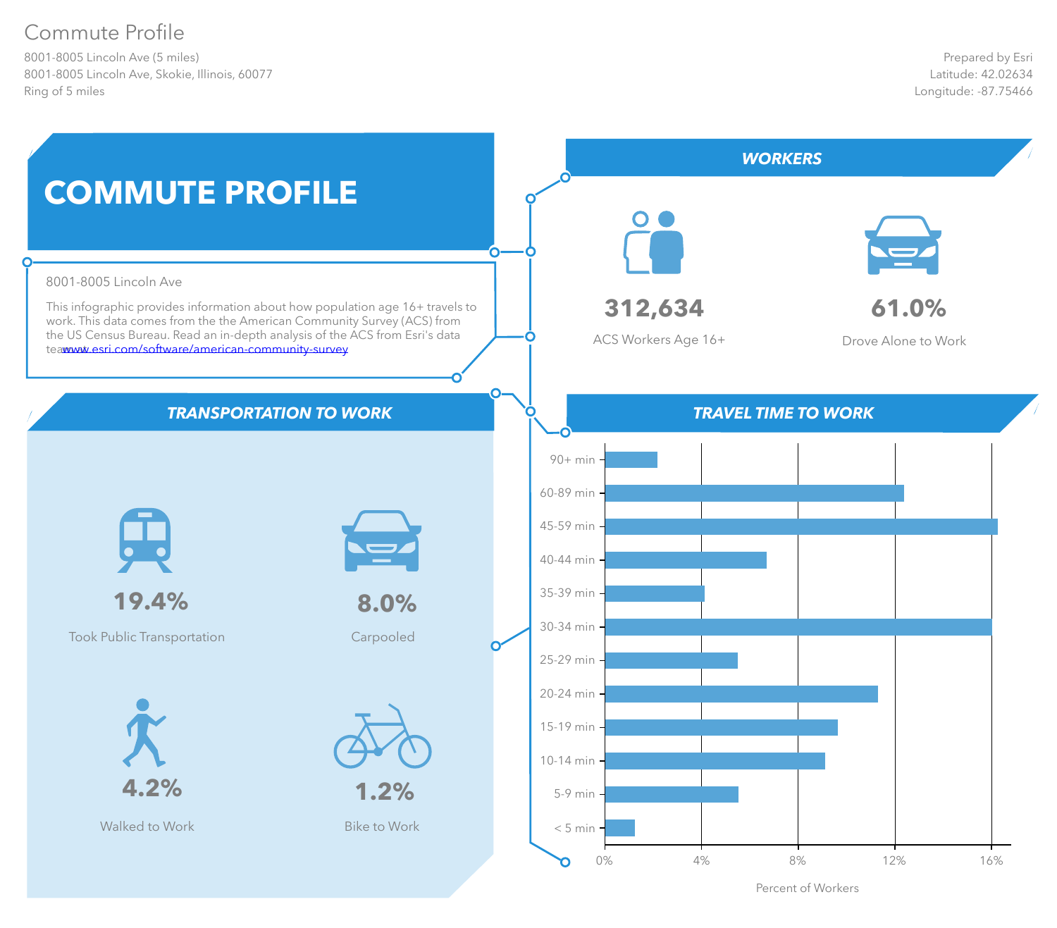Commute Profile

8001-8005 Lincoln Ave (5 miles)
8001-8005 Lincoln Ave, Skokie, Illinois, 60077
Ring of 5 miles

Prepared by Esri
Latitude: 42.02634
Longitude: -87.75466

# COMMUTE PROFILE

8001-8005 Lincoln Ave

This infographic provides information about how population age 16+ travels to work. This data comes from the the American Community Survey (ACS) from the US Census Bureau. Read an in-depth analysis of the ACS from Esri's data teawww.esri.com/software/american-community-survey

## WORKERS

**312,634**
ACS Workers Age 16+

**61.0%**
Drove Alone to Work

## TRANSPORTATION TO WORK

**19.4%**
Took Public Transportation

**8.0%**
Carpooled

**4.2%**
Walked to Work

**1.2%**
Bike to Work

## TRAVEL TIME TO WORK

| Travel Time | Percent of Workers (approx.) |
|---|---|
| 90+ min | 2.2% |
| 60-89 min | 12.4% |
| 45-59 min | 16.2% |
| 40-44 min | 6.7% |
| 35-39 min | 4.1% |
| 30-34 min | 16.0% |
| 25-29 min | 5.5% |
| 20-24 min | 11.3% |
| 15-19 min | 9.6% |
| 10-14 min | 9.1% |
| 5-9 min | 5.5% |
| < 5 min | 1.2% |

Percent of Workers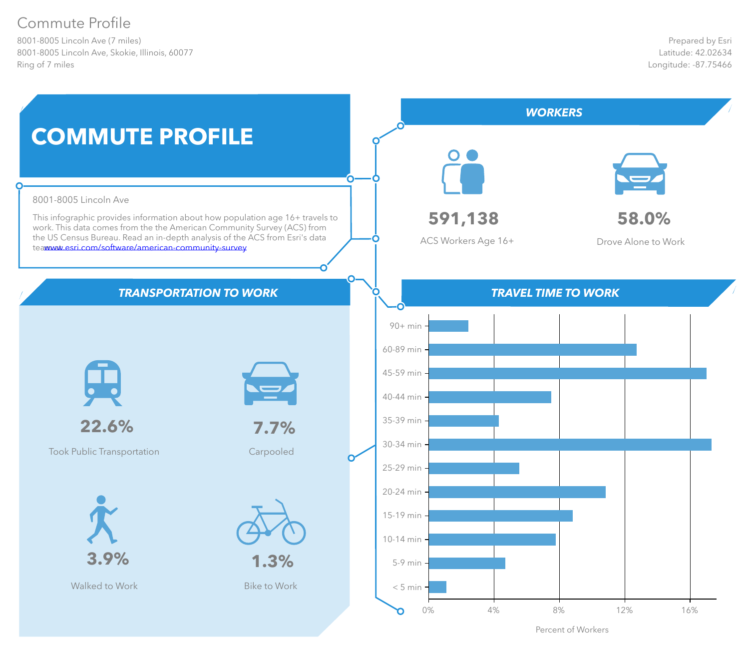# Commute Profile

8001-8005 Lincoln Ave (7 miles)
8001-8005 Lincoln Ave, Skokie, Illinois, 60077
Ring of 7 miles

Prepared by Esri
Latitude: 42.02634
Longitude: -87.75466

## COMMUTE PROFILE

8001-8005 Lincoln Ave

This infographic provides information about how population age 16+ travels to work. This data comes from the the American Community Survey (ACS) from the US Census Bureau. Read an in-depth analysis of the ACS from Esri's data teawww.esri.com/software/american-community-survey

## WORKERS

**591,138**
ACS Workers Age 16+

**58.0%**
Drove Alone to Work

## TRANSPORTATION TO WORK

**22.6%**
Took Public Transportation

**7.7%**
Carpooled

**3.9%**
Walked to Work

**1.3%**
Bike to Work

## TRAVEL TIME TO WORK

| Travel Time | Percent of Workers (approx.) |
|---|---|
| 90+ min | ~2.4% |
| 60-89 min | ~12.7% |
| 45-59 min | ~17.0% |
| 40-44 min | ~7.5% |
| 35-39 min | ~4.3% |
| 30-34 min | ~17.3% |
| 25-29 min | ~5.5% |
| 20-24 min | ~10.8% |
| 15-19 min | ~8.8% |
| 10-14 min | ~7.8% |
| 5-9 min | ~4.7% |
| < 5 min | ~1.1% |

Percent of Workers (axis: 0%, 4%, 8%, 12%, 16%)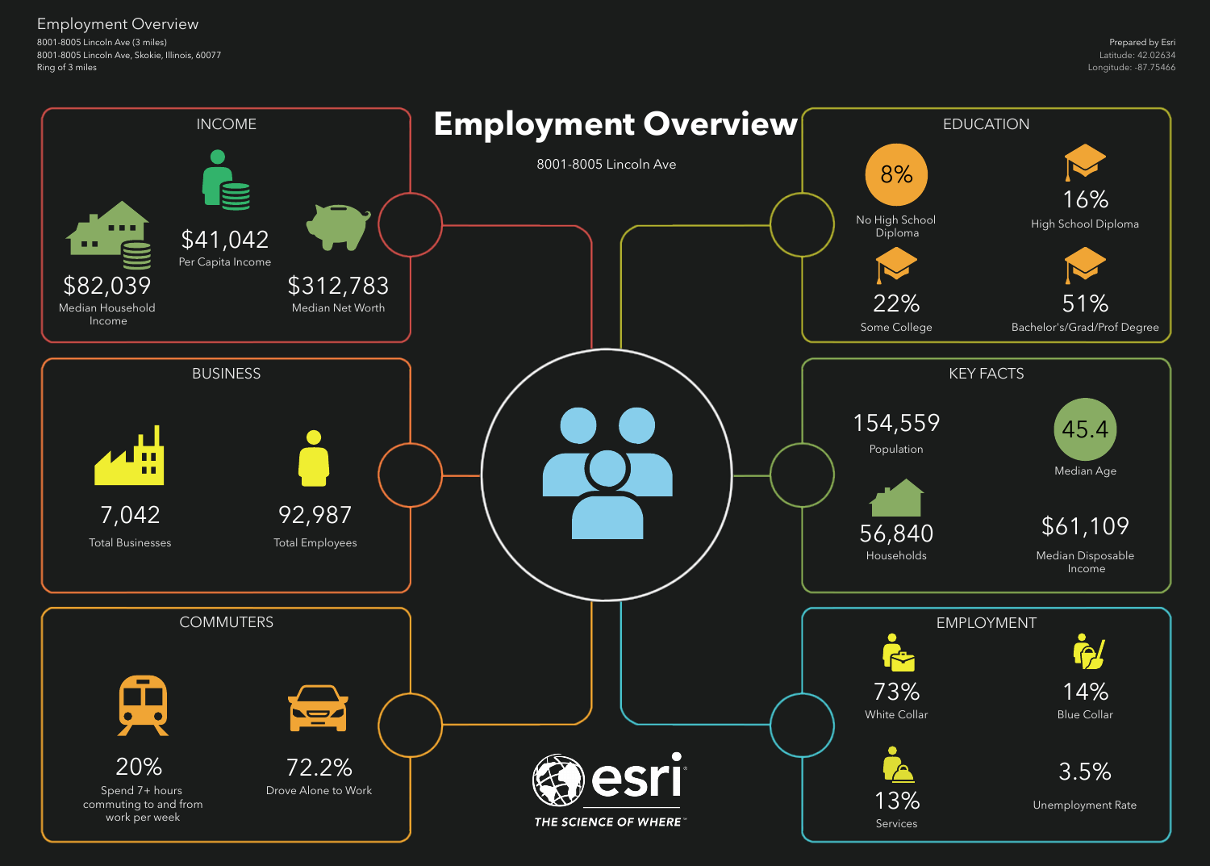Employment Overview

8001-8005 Lincoln Ave (3 miles)
8001-8005 Lincoln Ave, Skokie, Illinois, 60077
Ring of 3 miles

Prepared by Esri
Latitude: 42.02634
Longitude: -87.75466

# Employment Overview

8001-8005 Lincoln Ave

## INCOME

- $82,039 — Median Household Income
- $41,042 — Per Capita Income
- $312,783 — Median Net Worth

## EDUCATION

- 8% — No High School Diploma
- 16% — High School Diploma
- 22% — Some College
- 51% — Bachelor's/Grad/Prof Degree

## BUSINESS

- 7,042 — Total Businesses
- 92,987 — Total Employees

## KEY FACTS

- 154,559 — Population
- 45.4 — Median Age
- 56,840 — Households
- $61,109 — Median Disposable Income

## COMMUTERS

- 20% — Spend 7+ hours commuting to and from work per week
- 72.2% — Drove Alone to Work

## EMPLOYMENT

- 73% — White Collar
- 14% — Blue Collar
- 13% — Services
- 3.5% — Unemployment Rate

esri
THE SCIENCE OF WHERE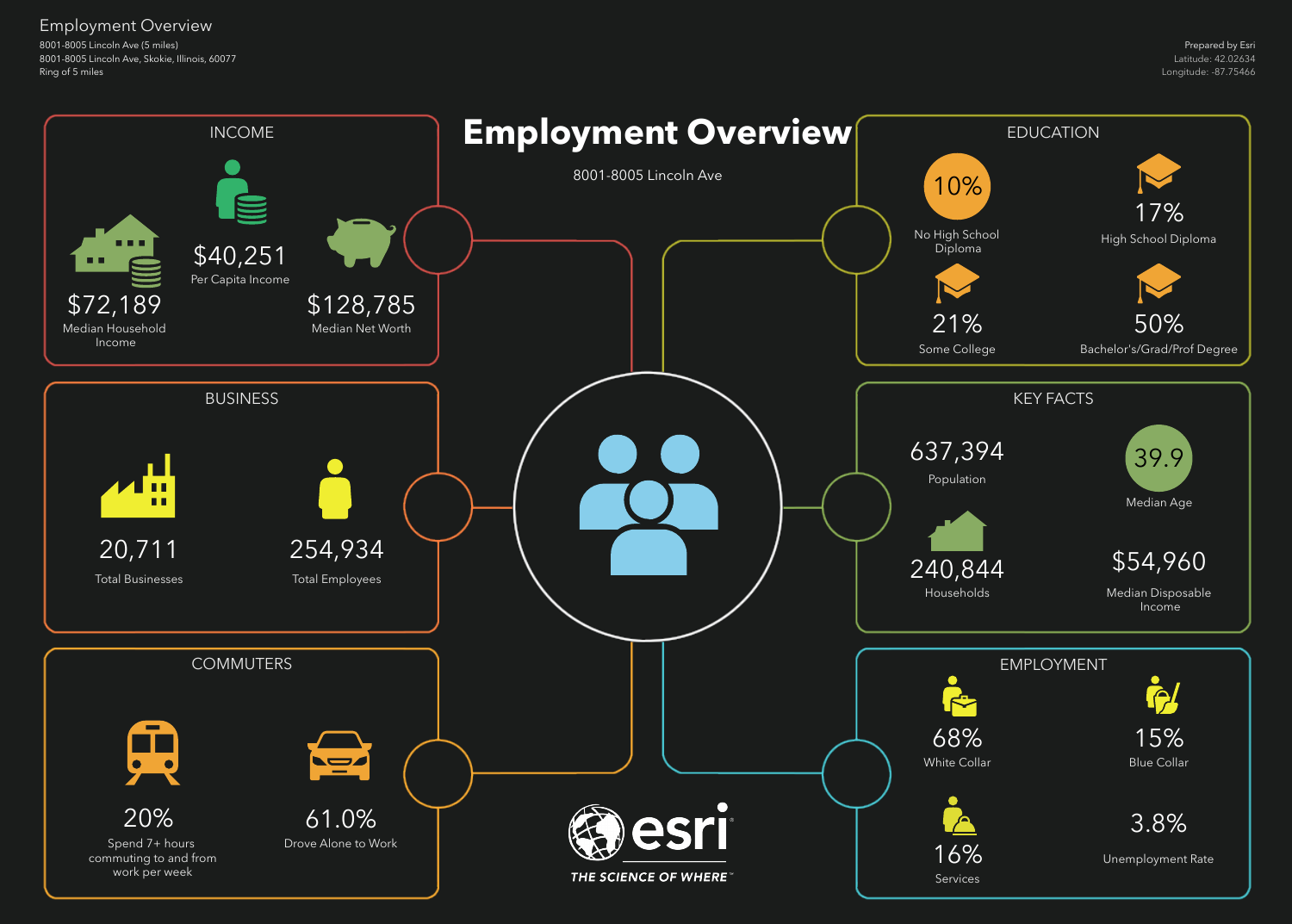# Employment Overview

8001-8005 Lincoln Ave (5 miles)
8001-8005 Lincoln Ave, Skokie, Illinois, 60077
Ring of 5 miles

Prepared by Esri
Latitude: 42.02634
Longitude: -87.75466

## Employment Overview

8001-8005 Lincoln Ave

### INCOME

- $72,189 — Median Household Income
- $40,251 — Per Capita Income
- $128,785 — Median Net Worth

### EDUCATION

- 10% — No High School Diploma
- 17% — High School Diploma
- 21% — Some College
- 50% — Bachelor's/Grad/Prof Degree

### BUSINESS

- 20,711 — Total Businesses
- 254,934 — Total Employees

### KEY FACTS

- 637,394 — Population
- 39.9 — Median Age
- 240,844 — Households
- $54,960 — Median Disposable Income

### COMMUTERS

- 20% — Spend 7+ hours commuting to and from work per week
- 61.0% — Drove Alone to Work

### EMPLOYMENT

- 68% — White Collar
- 15% — Blue Collar
- 16% — Services
- 3.8% — Unemployment Rate

esri
THE SCIENCE OF WHERE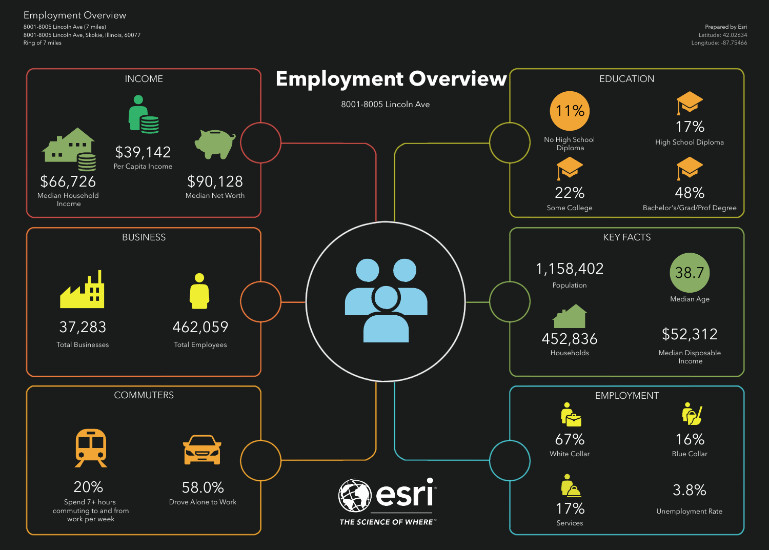Employment Overview

8001-8005 Lincoln Ave (7 miles)
8001-8005 Lincoln Ave, Skokie, Illinois, 60077
Ring of 7 miles

Prepared by Esri
Latitude: 42.02634
Longitude: -87.75466

# Employment Overview

8001-8005 Lincoln Ave

## INCOME

- $39,142 — Per Capita Income
- $66,726 — Median Household Income
- $90,128 — Median Net Worth

## EDUCATION

- 11% — No High School Diploma
- 17% — High School Diploma
- 22% — Some College
- 48% — Bachelor's/Grad/Prof Degree

## BUSINESS

- 37,283 — Total Businesses
- 462,059 — Total Employees

## KEY FACTS

- 1,158,402 — Population
- 38.7 — Median Age
- 452,836 — Households
- $52,312 — Median Disposable Income

## COMMUTERS

- 20% — Spend 7+ hours commuting to and from work per week
- 58.0% — Drove Alone to Work

## EMPLOYMENT

- 67% — White Collar
- 16% — Blue Collar
- 17% — Services
- 3.8% — Unemployment Rate

esri
THE SCIENCE OF WHERE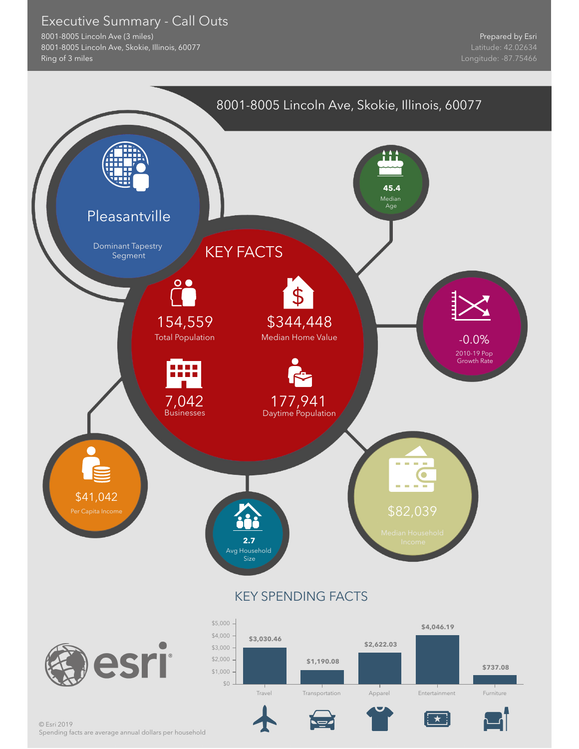# Executive Summary - Call Outs

8001-8005 Lincoln Ave (3 miles)
8001-8005 Lincoln Ave, Skokie, Illinois, 60077
Ring of 3 miles

Prepared by Esri
Latitude: 42.02634
Longitude: -87.75466

## 8001-8005 Lincoln Ave, Skokie, Illinois, 60077

**Pleasantville**
Dominant Tapestry Segment

**45.4**
Median Age

## KEY FACTS

- **154,559** Total Population
- **$344,448** Median Home Value
- **7,042** Businesses
- **177,941** Daytime Population

**-0.0%**
2010-19 Pop Growth Rate

**$41,042**
Per Capita Income

**2.7**
Avg Household Size

**$82,039**
Median Household Income

## KEY SPENDING FACTS

| Category | Amount |
|---|---|
| Travel | $3,030.46 |
| Transportation | $1,190.08 |
| Apparel | $2,622.03 |
| Entertainment | $4,046.19 |
| Furniture | $737.08 |

© Esri 2019
Spending facts are average annual dollars per household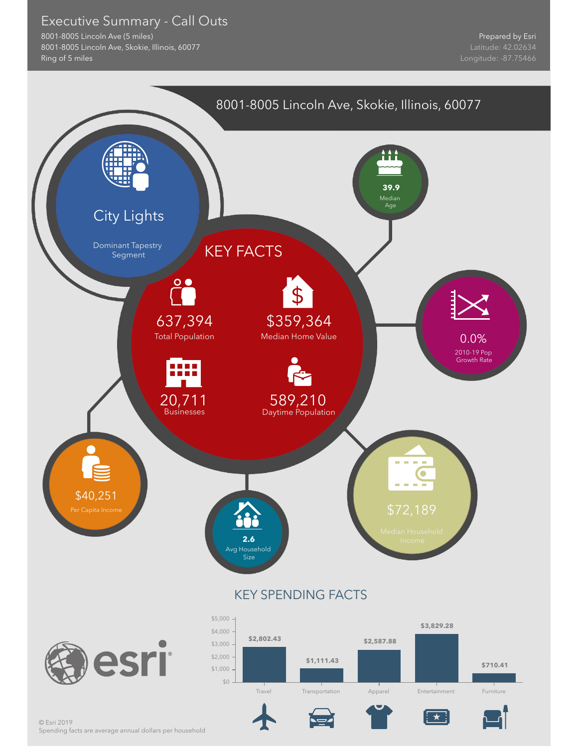# Executive Summary - Call Outs

8001-8005 Lincoln Ave (5 miles)
8001-8005 Lincoln Ave, Skokie, Illinois, 60077
Ring of 5 miles

Prepared by Esri
Latitude: 42.02634
Longitude: -87.75466

## 8001-8005 Lincoln Ave, Skokie, Illinois, 60077

**City Lights**
Dominant Tapestry Segment

## KEY FACTS

- **637,394** Total Population
- **$359,364** Median Home Value
- **20,711** Businesses
- **589,210** Daytime Population

- **39.9** Median Age
- **0.0%** 2010-19 Pop Growth Rate
- **$40,251** Per Capita Income
- **2.6** Avg Household Size
- **$72,189** Median Household Income

## KEY SPENDING FACTS

| Category | Amount |
| --- | --- |
| Travel | $2,802.43 |
| Transportation | $1,111.43 |
| Apparel | $2,587.88 |
| Entertainment | $3,829.28 |
| Furniture | $710.41 |

© Esri 2019
Spending facts are average annual dollars per household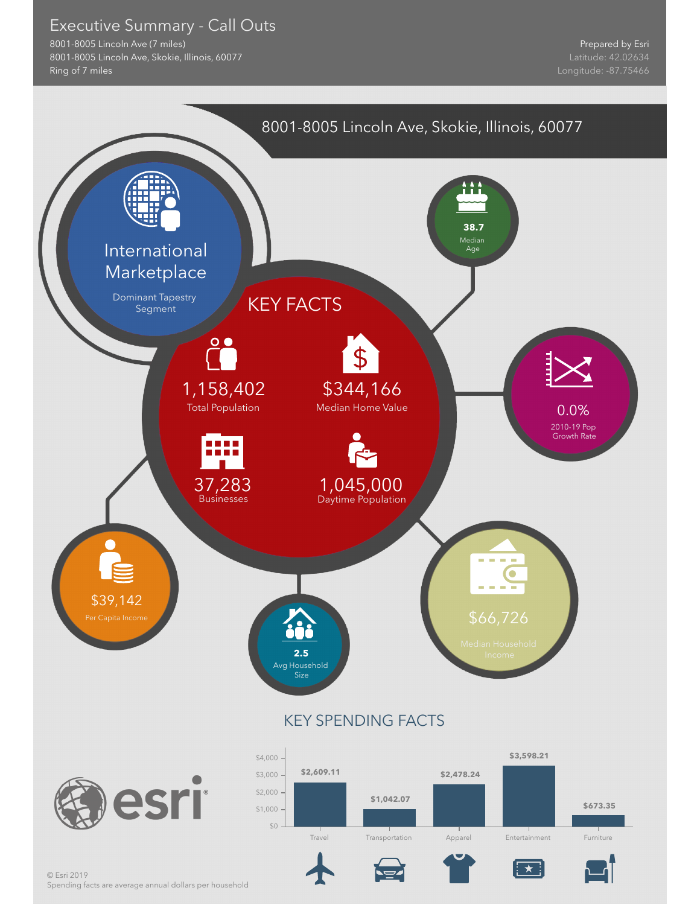# Executive Summary - Call Outs

8001-8005 Lincoln Ave (7 miles)
8001-8005 Lincoln Ave, Skokie, Illinois, 60077
Ring of 7 miles

Prepared by Esri
Latitude: 42.02634
Longitude: -87.75466

## 8001-8005 Lincoln Ave, Skokie, Illinois, 60077

**International Marketplace**
Dominant Tapestry Segment

**38.7**
Median Age

## KEY FACTS

1,158,402
Total Population

$344,166
Median Home Value

37,283
Businesses

1,045,000
Daytime Population

0.0%
2010-19 Pop Growth Rate

$39,142
Per Capita Income

2.5
Avg Household Size

$66,726
Median Household Income

## KEY SPENDING FACTS

| Category | Amount |
|---|---|
| Travel | $2,609.11 |
| Transportation | $1,042.07 |
| Apparel | $2,478.24 |
| Entertainment | $3,598.21 |
| Furniture | $673.35 |

© Esri 2019
Spending facts are average annual dollars per household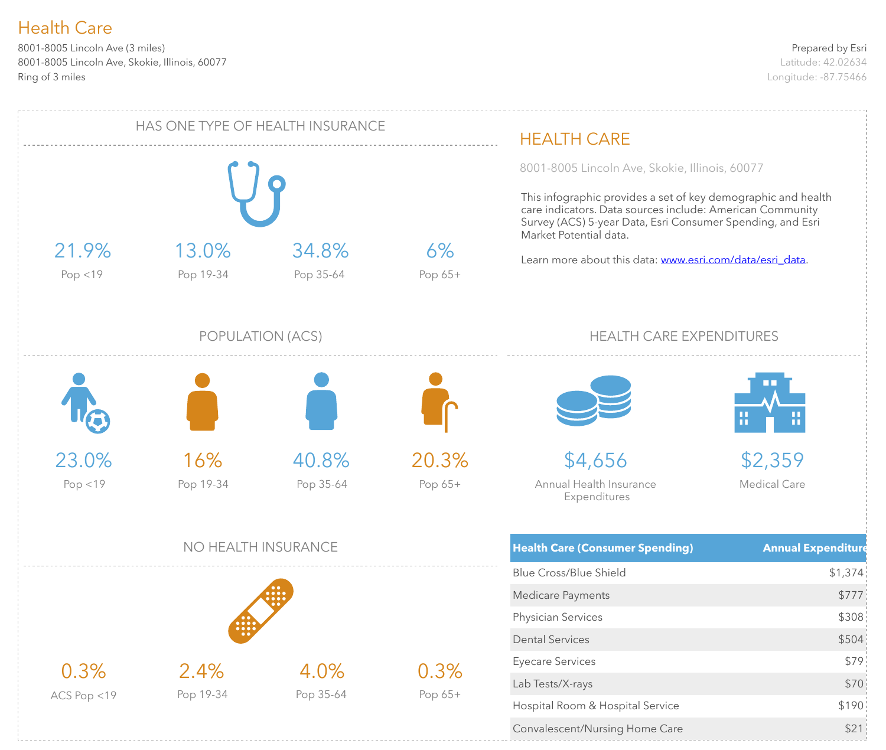# Health Care

8001-8005 Lincoln Ave (3 miles)
8001-8005 Lincoln Ave, Skokie, Illinois, 60077
Ring of 3 miles

Prepared by Esri
Latitude: 42.02634
Longitude: -87.75466

## HAS ONE TYPE OF HEALTH INSURANCE

| 21.9% | 13.0% | 34.8% | 6% |
|---|---|---|---|
| Pop <19 | Pop 19-34 | Pop 35-64 | Pop 65+ |

## POPULATION (ACS)

| 23.0% | 16% | 40.8% | 20.3% |
|---|---|---|---|
| Pop <19 | Pop 19-34 | Pop 35-64 | Pop 65+ |

## NO HEALTH INSURANCE

| 0.3% | 2.4% | 4.0% | 0.3% |
|---|---|---|---|
| ACS Pop <19 | Pop 19-34 | Pop 35-64 | Pop 65+ |

## HEALTH CARE

8001-8005 Lincoln Ave, Skokie, Illinois, 60077

This infographic provides a set of key demographic and health care indicators. Data sources include: American Community Survey (ACS) 5-year Data, Esri Consumer Spending, and Esri Market Potential data.

Learn more about this data: www.esri.com/data/esri_data.

## HEALTH CARE EXPENDITURES

**$4,656** Annual Health Insurance Expenditures

**$2,359** Medical Care

| Health Care (Consumer Spending) | Annual Expenditure |
|---|---|
| Blue Cross/Blue Shield | $1,374 |
| Medicare Payments | $777 |
| Physician Services | $308 |
| Dental Services | $504 |
| Eyecare Services | $79 |
| Lab Tests/X-rays | $70 |
| Hospital Room & Hospital Service | $190 |
| Convalescent/Nursing Home Care | $21 |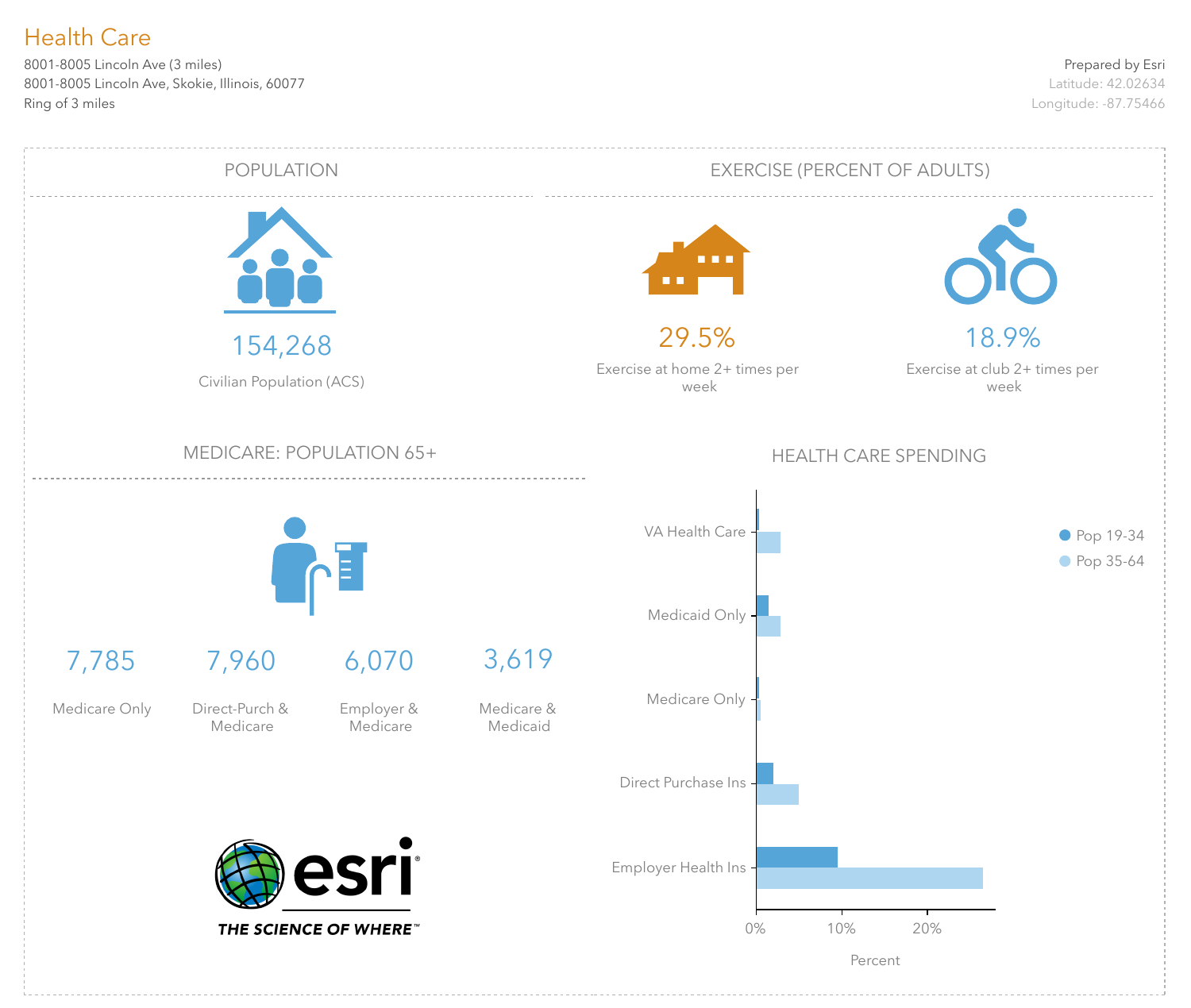# Health Care

8001-8005 Lincoln Ave (3 miles)
8001-8005 Lincoln Ave, Skokie, Illinois, 60077
Ring of 3 miles

Prepared by Esri
Latitude: 42.02634
Longitude: -87.75466

## POPULATION

**154,268**
Civilian Population (ACS)

## EXERCISE (PERCENT OF ADULTS)

**29.5%**
Exercise at home 2+ times per week

**18.9%**
Exercise at club 2+ times per week

## MEDICARE: POPULATION 65+

| 7,785 | 7,960 | 6,070 | 3,619 |
|---|---|---|---|
| Medicare Only | Direct-Purch & Medicare | Employer & Medicare | Medicare & Medicaid |

## HEALTH CARE SPENDING

Categories: VA Health Care, Medicaid Only, Medicare Only, Direct Purchase Ins, Employer Health Ins

Legend: Pop 19-34, Pop 35-64

Axis: 0%, 10%, 20% — Percent

esri
THE SCIENCE OF WHERE™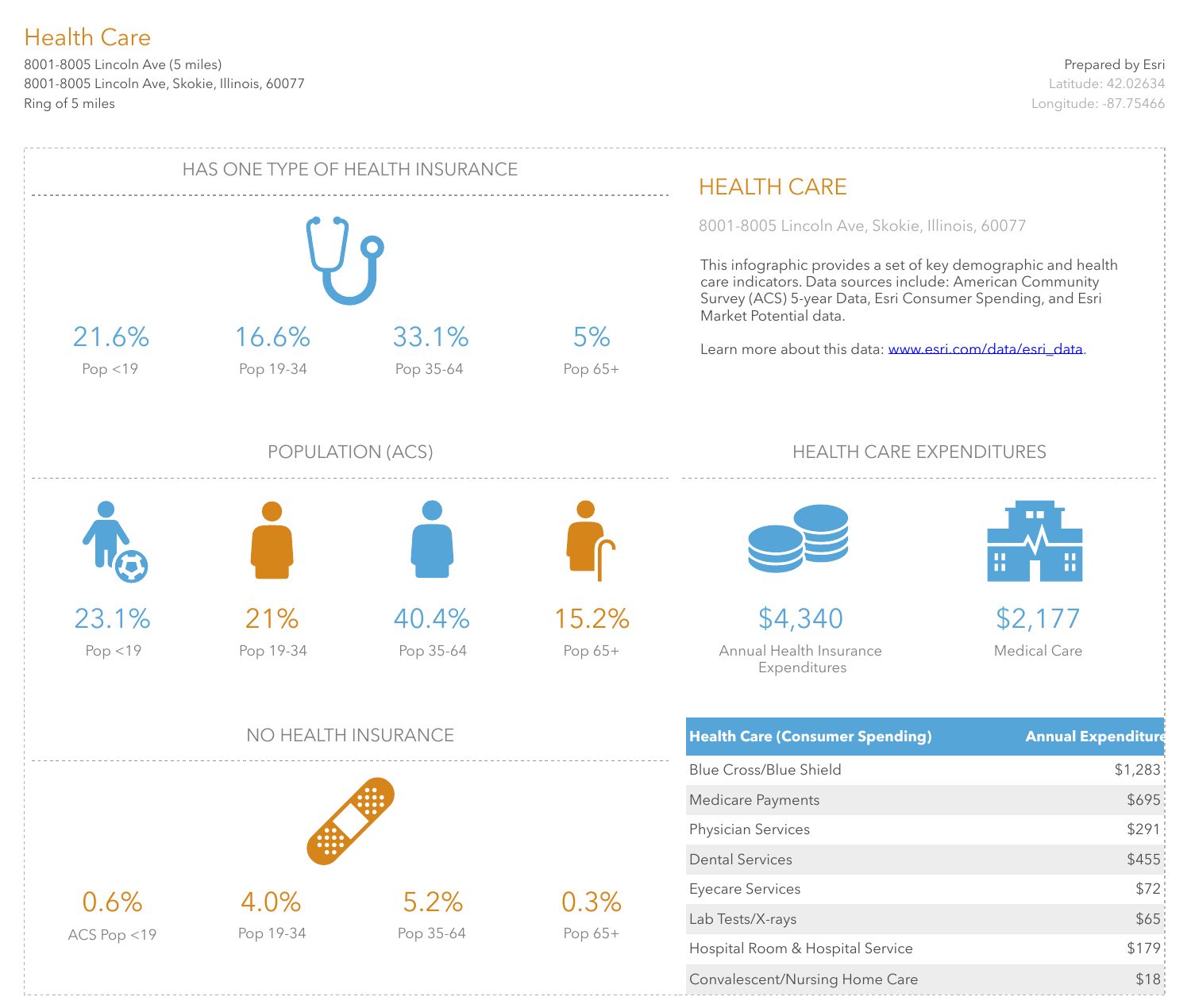# Health Care

8001-8005 Lincoln Ave (5 miles)
8001-8005 Lincoln Ave, Skokie, Illinois, 60077
Ring of 5 miles

Prepared by Esri
Latitude: 42.02634
Longitude: -87.75466

## HAS ONE TYPE OF HEALTH INSURANCE

| 21.6% | 16.6% | 33.1% | 5% |
|---|---|---|---|
| Pop <19 | Pop 19-34 | Pop 35-64 | Pop 65+ |

## POPULATION (ACS)

| 23.1% | 21% | 40.4% | 15.2% |
|---|---|---|---|
| Pop <19 | Pop 19-34 | Pop 35-64 | Pop 65+ |

## NO HEALTH INSURANCE

| 0.6% | 4.0% | 5.2% | 0.3% |
|---|---|---|---|
| ACS Pop <19 | Pop 19-34 | Pop 35-64 | Pop 65+ |

## HEALTH CARE

8001-8005 Lincoln Ave, Skokie, Illinois, 60077

This infographic provides a set of key demographic and health care indicators. Data sources include: American Community Survey (ACS) 5-year Data, Esri Consumer Spending, and Esri Market Potential data.

Learn more about this data: www.esri.com/data/esri_data.

## HEALTH CARE EXPENDITURES

**$4,340**
Annual Health Insurance Expenditures

**$2,177**
Medical Care

| Health Care (Consumer Spending) | Annual Expenditure |
|---|---|
| Blue Cross/Blue Shield | $1,283 |
| Medicare Payments | $695 |
| Physician Services | $291 |
| Dental Services | $455 |
| Eyecare Services | $72 |
| Lab Tests/X-rays | $65 |
| Hospital Room & Hospital Service | $179 |
| Convalescent/Nursing Home Care | $18 |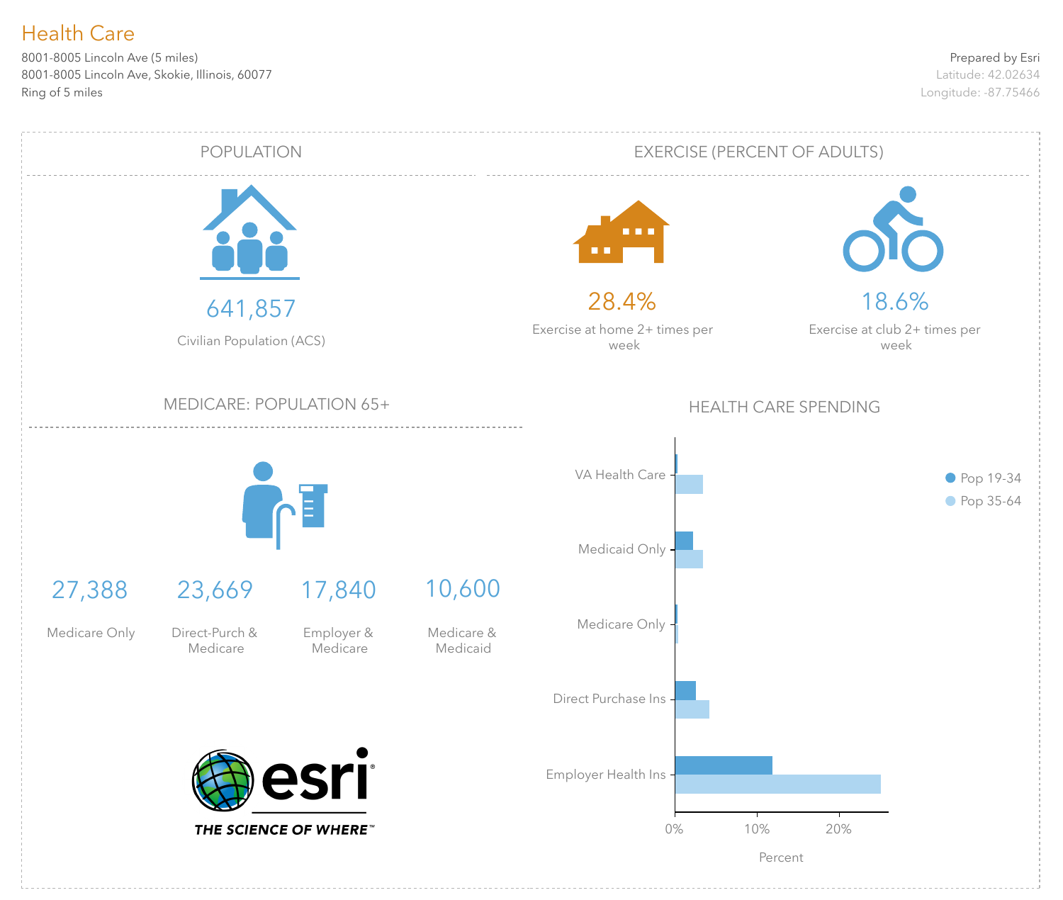# Health Care

8001-8005 Lincoln Ave (5 miles)
8001-8005 Lincoln Ave, Skokie, Illinois, 60077
Ring of 5 miles

Prepared by Esri
Latitude: 42.02634
Longitude: -87.75466

## POPULATION

641,857

Civilian Population (ACS)

## EXERCISE (PERCENT OF ADULTS)

28.4%

Exercise at home 2+ times per week

18.6%

Exercise at club 2+ times per week

## MEDICARE: POPULATION 65+

| 27,388 | 23,669 | 17,840 | 10,600 |
|---|---|---|---|
| Medicare Only | Direct-Purch & Medicare | Employer & Medicare | Medicare & Medicaid |

## HEALTH CARE SPENDING

Categories: VA Health Care, Medicaid Only, Medicare Only, Direct Purchase Ins, Employer Health Ins

Legend: Pop 19-34, Pop 35-64

Axis: 0%, 10%, 20%

Percent

esri

THE SCIENCE OF WHERE™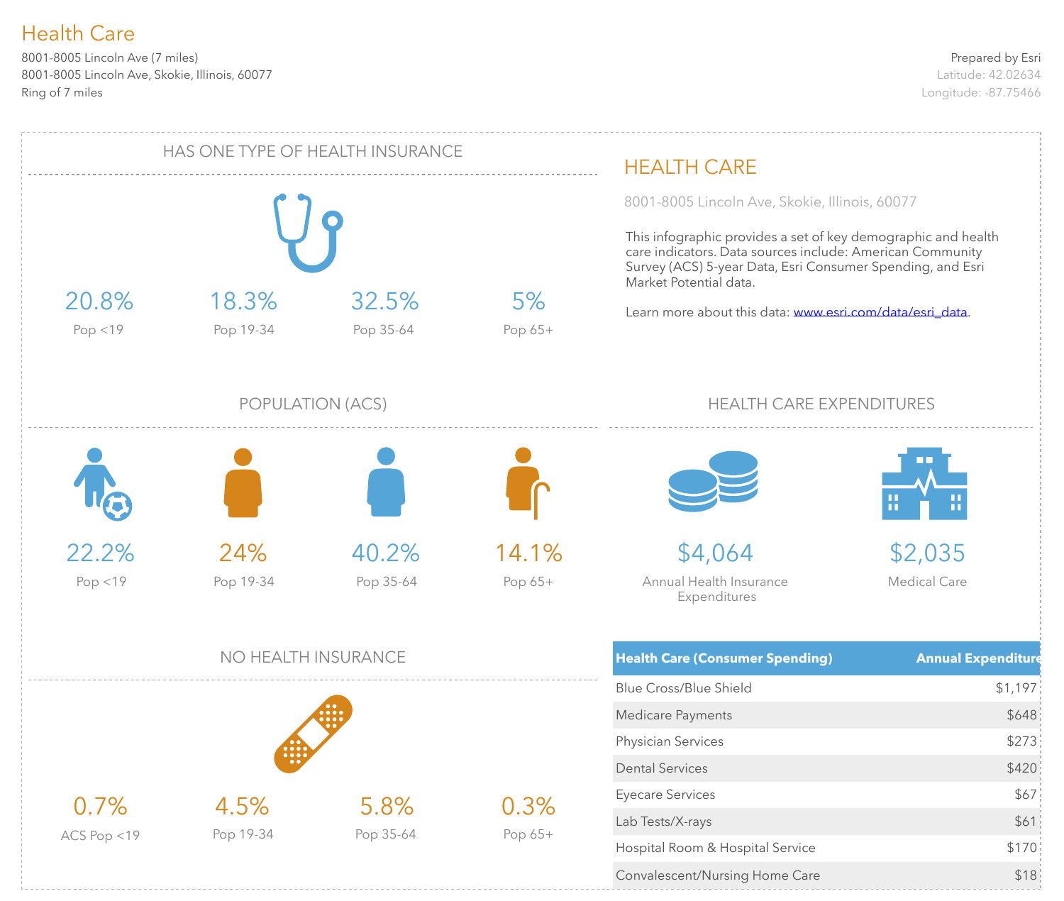# Health Care

8001-8005 Lincoln Ave (7 miles)
8001-8005 Lincoln Ave, Skokie, Illinois, 60077
Ring of 7 miles

Prepared by Esri
Latitude: 42.02634
Longitude: -87.75466

## HAS ONE TYPE OF HEALTH INSURANCE

| 20.8% | 18.3% | 32.5% | 5% |
|---|---|---|---|
| Pop <19 | Pop 19-34 | Pop 35-64 | Pop 65+ |

## POPULATION (ACS)

| 22.2% | 24% | 40.2% | 14.1% |
|---|---|---|---|
| Pop <19 | Pop 19-34 | Pop 35-64 | Pop 65+ |

## NO HEALTH INSURANCE

| 0.7% | 4.5% | 5.8% | 0.3% |
|---|---|---|---|
| ACS Pop <19 | Pop 19-34 | Pop 35-64 | Pop 65+ |

## HEALTH CARE

8001-8005 Lincoln Ave, Skokie, Illinois, 60077

This infographic provides a set of key demographic and health care indicators. Data sources include: American Community Survey (ACS) 5-year Data, Esri Consumer Spending, and Esri Market Potential data.

Learn more about this data: www.esri.com/data/esri_data.

## HEALTH CARE EXPENDITURES

**$4,064**
Annual Health Insurance Expenditures

**$2,035**
Medical Care

| Health Care (Consumer Spending) | Annual Expenditure |
|---|---|
| Blue Cross/Blue Shield | $1,197 |
| Medicare Payments | $648 |
| Physician Services | $273 |
| Dental Services | $420 |
| Eyecare Services | $67 |
| Lab Tests/X-rays | $61 |
| Hospital Room & Hospital Service | $170 |
| Convalescent/Nursing Home Care | $18 |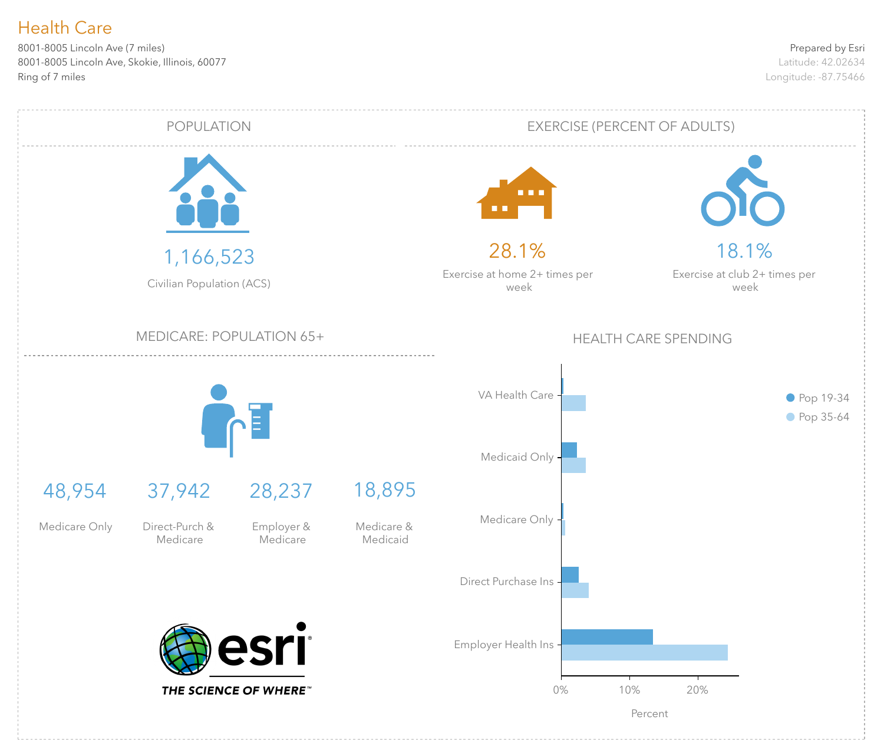# Health Care

8001-8005 Lincoln Ave (7 miles)
8001-8005 Lincoln Ave, Skokie, Illinois, 60077
Ring of 7 miles

Prepared by Esri
Latitude: 42.02634
Longitude: -87.75466

## POPULATION

1,166,523
Civilian Population (ACS)

## EXERCISE (PERCENT OF ADULTS)

28.1%
Exercise at home 2+ times per week

18.1%
Exercise at club 2+ times per week

## MEDICARE: POPULATION 65+

| 48,954 | 37,942 | 28,237 | 18,895 |
|---|---|---|---|
| Medicare Only | Direct-Purch & Medicare | Employer & Medicare | Medicare & Medicaid |

## HEALTH CARE SPENDING

Categories: VA Health Care, Medicaid Only, Medicare Only, Direct Purchase Ins, Employer Health Ins

Legend: Pop 19-34, Pop 35-64

Axis: 0%, 10%, 20% — Percent

THE SCIENCE OF WHERE™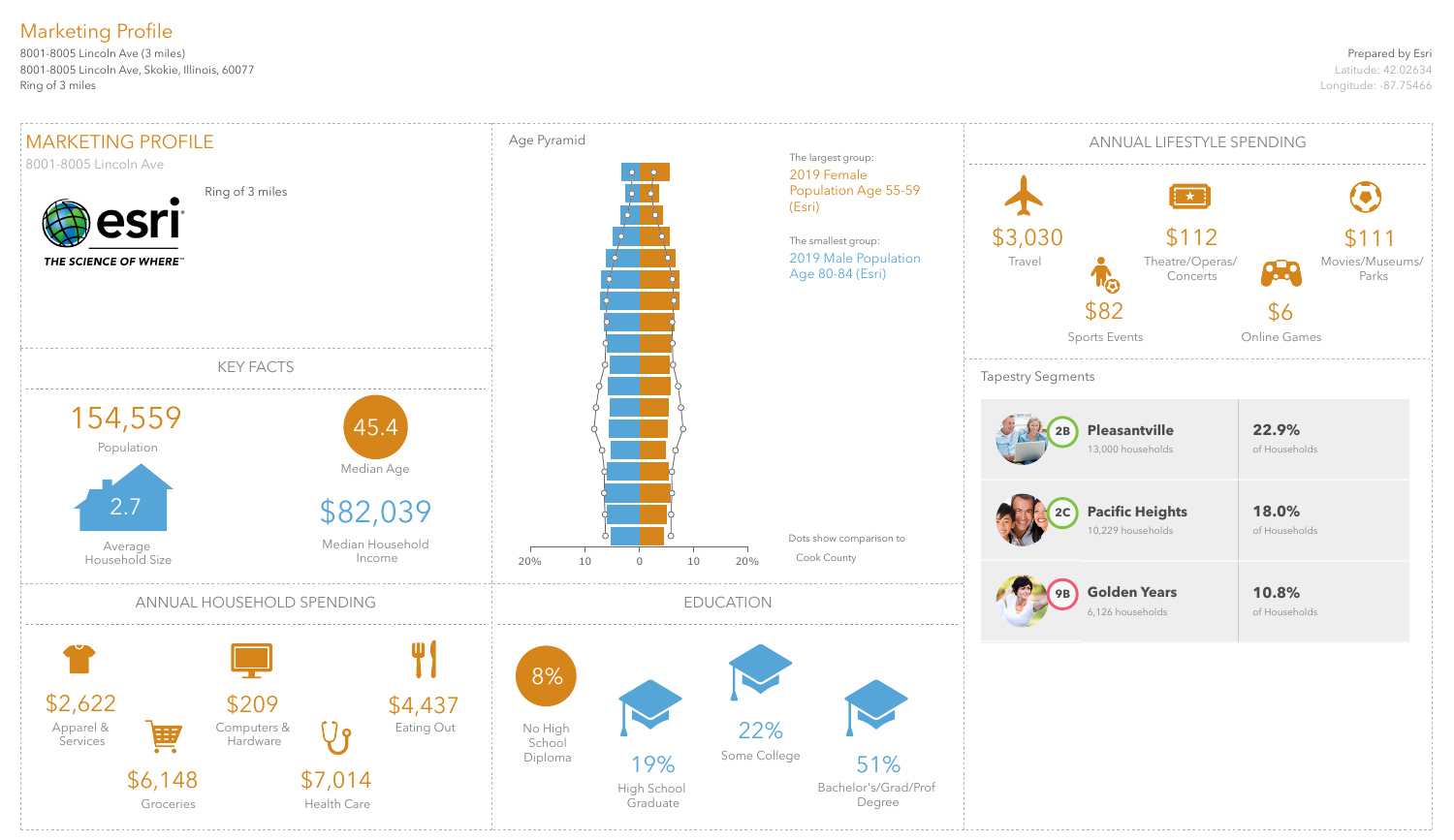# Marketing Profile

8001-8005 Lincoln Ave (3 miles)
8001-8005 Lincoln Ave, Skokie, Illinois, 60077
Ring of 3 miles

Prepared by Esri
Latitude: 42.02634
Longitude: -87.75466

## MARKETING PROFILE

8001-8005 Lincoln Ave

Ring of 3 miles

esri
THE SCIENCE OF WHERE™

## KEY FACTS

154,559
Population

45.4
Median Age

2.7
Average Household Size

$82,039
Median Household Income

## Age Pyramid

The largest group:
2019 Female Population Age 55-59 (Esri)

The smallest group:
2019 Male Population Age 80-84 (Esri)

Dots show comparison to Cook County

20% 10 0 10 20%

## ANNUAL LIFESTYLE SPENDING

| Amount | Category |
|---|---|
| $3,030 | Travel |
| $112 | Theatre/Operas/Concerts |
| $111 | Movies/Museums/Parks |
| $82 | Sports Events |
| $6 | Online Games |

## Tapestry Segments

| Segment | Name | Households | % of Households |
|---|---|---|---|
| 2B | Pleasantville | 13,000 households | 22.9% |
| 2C | Pacific Heights | 10,229 households | 18.0% |
| 9B | Golden Years | 6,126 households | 10.8% |

## ANNUAL HOUSEHOLD SPENDING

| Amount | Category |
|---|---|
| $2,622 | Apparel & Services |
| $209 | Computers & Hardware |
| $4,437 | Eating Out |
| $6,148 | Groceries |
| $7,014 | Health Care |

## EDUCATION

| Percent | Level |
|---|---|
| 8% | No High School Diploma |
| 19% | High School Graduate |
| 22% | Some College |
| 51% | Bachelor's/Grad/Prof Degree |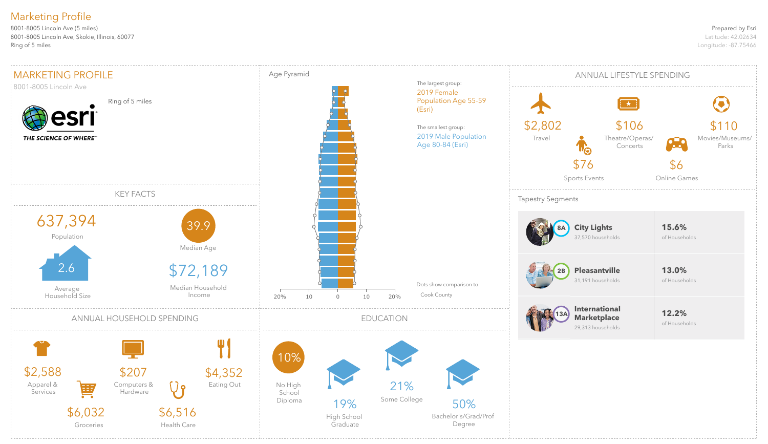# Marketing Profile

8001-8005 Lincoln Ave (5 miles)
8001-8005 Lincoln Ave, Skokie, Illinois, 60077
Ring of 5 miles

Prepared by Esri
Latitude: 42.02634
Longitude: -87.75466

## MARKETING PROFILE

8001-8005 Lincoln Ave

Ring of 5 miles

esri
THE SCIENCE OF WHERE™

## KEY FACTS

637,394
Population

39.9
Median Age

2.6
Average Household Size

$72,189
Median Household Income

## Age Pyramid

The largest group:
2019 Female Population Age 55-59 (Esri)

The smallest group:
2019 Male Population Age 80-84 (Esri)

Dots show comparison to Cook County

20% 10 0 10 20%

## ANNUAL LIFESTYLE SPENDING

| Category | Amount |
|---|---|
| Travel | $2,802 |
| Theatre/Operas/Concerts | $106 |
| Movies/Museums/Parks | $110 |
| Sports Events | $76 |
| Online Games | $6 |

## Tapestry Segments

| Segment | Households | Share |
|---|---|---|
| 8A City Lights | 37,570 households | 15.6% of Households |
| 2B Pleasantville | 31,191 households | 13.0% of Households |
| 13A International Marketplace | 29,313 households | 12.2% of Households |

## ANNUAL HOUSEHOLD SPENDING

| Category | Amount |
|---|---|
| Apparel & Services | $2,588 |
| Computers & Hardware | $207 |
| Eating Out | $4,352 |
| Groceries | $6,032 |
| Health Care | $6,516 |

## EDUCATION

| Level | Percent |
|---|---|
| No High School Diploma | 10% |
| High School Graduate | 19% |
| Some College | 21% |
| Bachelor's/Grad/Prof Degree | 50% |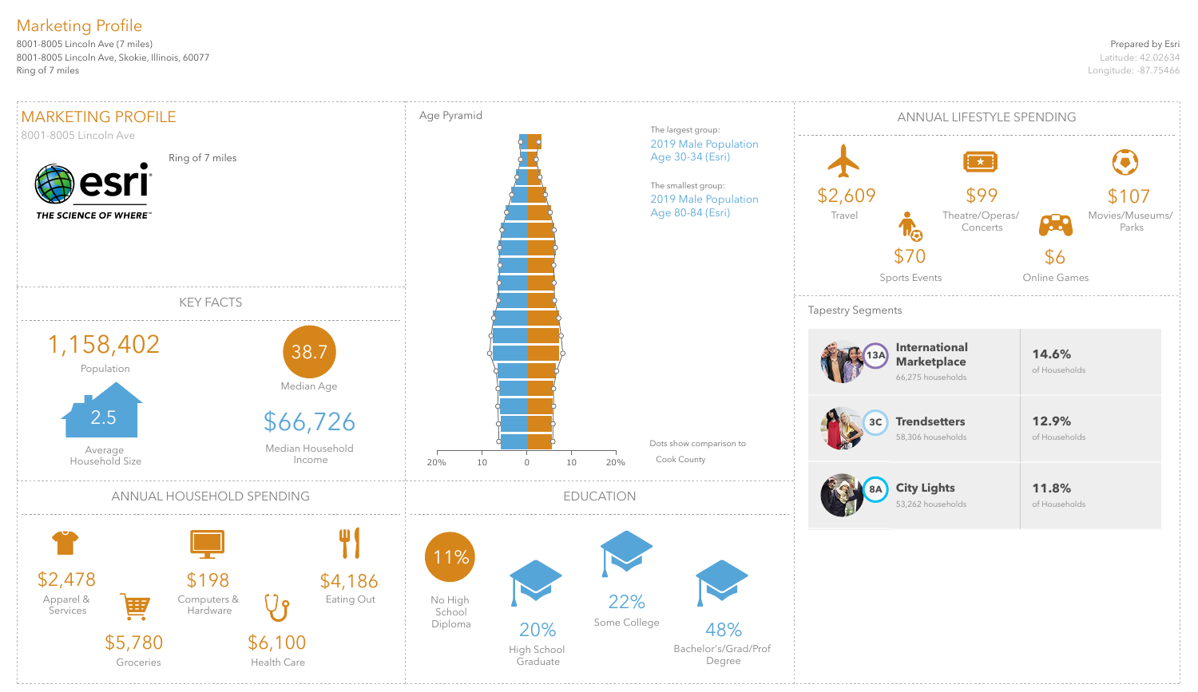# Marketing Profile

8001-8005 Lincoln Ave (7 miles)
8001-8005 Lincoln Ave, Skokie, Illinois, 60077
Ring of 7 miles

Prepared by Esri
Latitude: 42.02634
Longitude: -87.75466

## MARKETING PROFILE

8001-8005 Lincoln Ave

Ring of 7 miles

esri
THE SCIENCE OF WHERE™

## Age Pyramid

The largest group:
2019 Male Population Age 30-34 (Esri)

The smallest group:
2019 Male Population Age 80-84 (Esri)

Dots show comparison to Cook County

20% 10 0 10 20%

## ANNUAL LIFESTYLE SPENDING

| Category | Amount |
|---|---|
| Travel | $2,609 |
| Theatre/Operas/Concerts | $99 |
| Movies/Museums/Parks | $107 |
| Sports Events | $70 |
| Online Games | $6 |

## KEY FACTS

| Metric | Value |
|---|---|
| Population | 1,158,402 |
| Median Age | 38.7 |
| Average Household Size | 2.5 |
| Median Household Income | $66,726 |

## Tapestry Segments

| Segment | Households | % of Households |
|---|---|---|
| 13A International Marketplace | 66,275 households | 14.6% |
| 3C Trendsetters | 58,306 households | 12.9% |
| 8A City Lights | 53,262 households | 11.8% |

## ANNUAL HOUSEHOLD SPENDING

| Category | Amount |
|---|---|
| Apparel & Services | $2,478 |
| Computers & Hardware | $198 |
| Eating Out | $4,186 |
| Groceries | $5,780 |
| Health Care | $6,100 |

## EDUCATION

| Level | Percent |
|---|---|
| No High School Diploma | 11% |
| High School Graduate | 20% |
| Some College | 22% |
| Bachelor's/Grad/Prof Degree | 48% |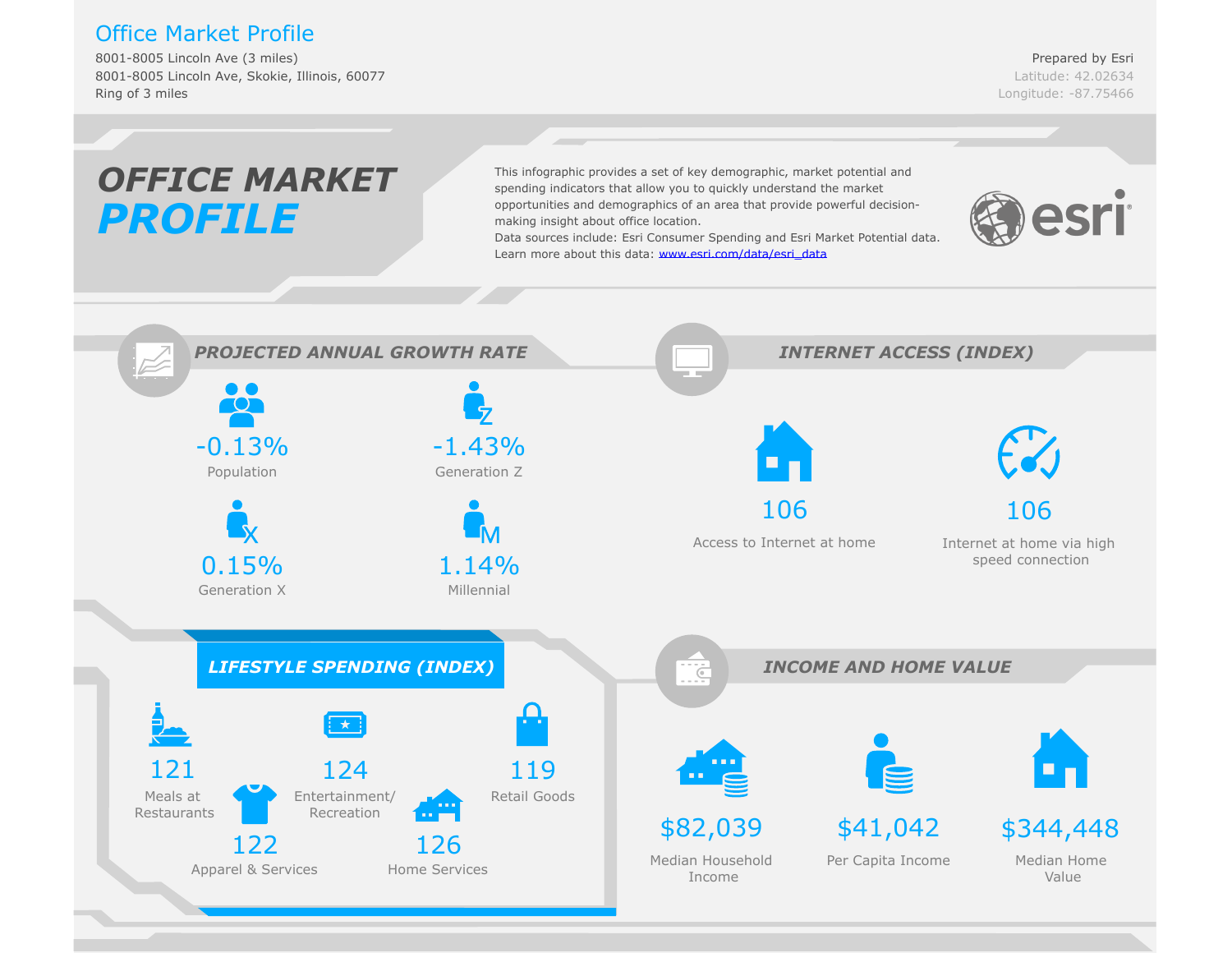# Office Market Profile

8001-8005 Lincoln Ave (3 miles)
8001-8005 Lincoln Ave, Skokie, Illinois, 60077
Ring of 3 miles

Prepared by Esri
Latitude: 42.02634
Longitude: -87.75466

## OFFICE MARKET PROFILE

This infographic provides a set of key demographic, market potential and spending indicators that allow you to quickly understand the market opportunities and demographics of an area that provide powerful decision-making insight about office location.
Data sources include: Esri Consumer Spending and Esri Market Potential data.
Learn more about this data: www.esri.com/data/esri_data

### PROJECTED ANNUAL GROWTH RATE

| Metric | Value |
|---|---|
| Population | -0.13% |
| Generation Z | -1.43% |
| Generation X | 0.15% |
| Millennial | 1.14% |

### INTERNET ACCESS (INDEX)

| Metric | Value |
|---|---|
| Access to Internet at home | 106 |
| Internet at home via high speed connection | 106 |

### LIFESTYLE SPENDING (INDEX)

| Category | Index |
|---|---|
| Meals at Restaurants | 121 |
| Entertainment/ Recreation | 124 |
| Retail Goods | 119 |
| Apparel & Services | 122 |
| Home Services | 126 |

### INCOME AND HOME VALUE

| Metric | Value |
|---|---|
| Median Household Income | $82,039 |
| Per Capita Income | $41,042 |
| Median Home Value | $344,448 |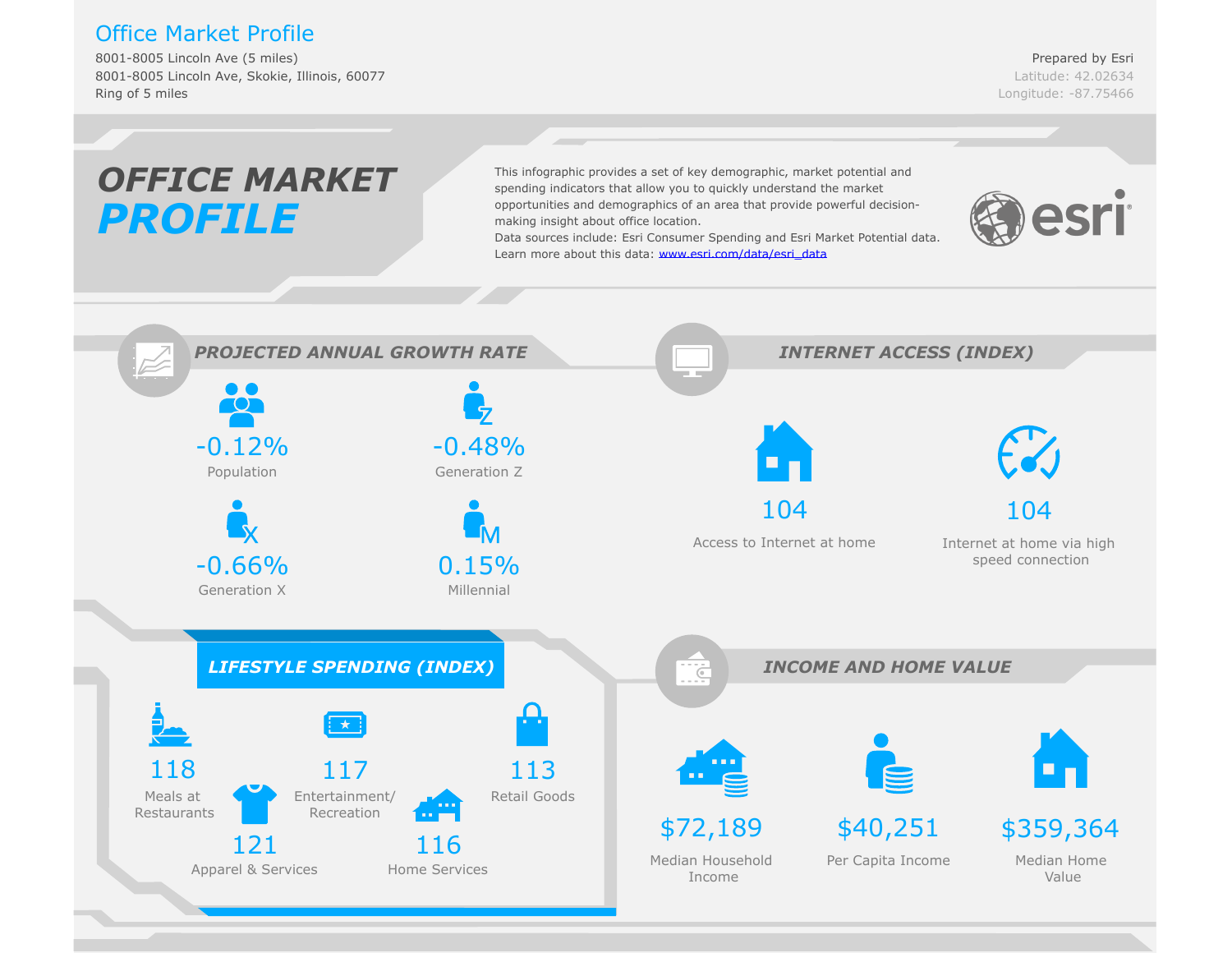# Office Market Profile

8001-8005 Lincoln Ave (5 miles)
8001-8005 Lincoln Ave, Skokie, Illinois, 60077
Ring of 5 miles

Prepared by Esri
Latitude: 42.02634
Longitude: -87.75466

## OFFICE MARKET PROFILE

This infographic provides a set of key demographic, market potential and spending indicators that allow you to quickly understand the market opportunities and demographics of an area that provide powerful decision-making insight about office location.
Data sources include: Esri Consumer Spending and Esri Market Potential data.
Learn more about this data: www.esri.com/data/esri_data

esri

### PROJECTED ANNUAL GROWTH RATE

- -0.12% Population
- -0.48% Generation Z
- -0.66% Generation X
- 0.15% Millennial

### INTERNET ACCESS (INDEX)

- 104 Access to Internet at home
- 104 Internet at home via high speed connection

### LIFESTYLE SPENDING (INDEX)

- 118 Meals at Restaurants
- 117 Entertainment/ Recreation
- 113 Retail Goods
- 121 Apparel & Services
- 116 Home Services

### INCOME AND HOME VALUE

- $72,189 Median Household Income
- $40,251 Per Capita Income
- $359,364 Median Home Value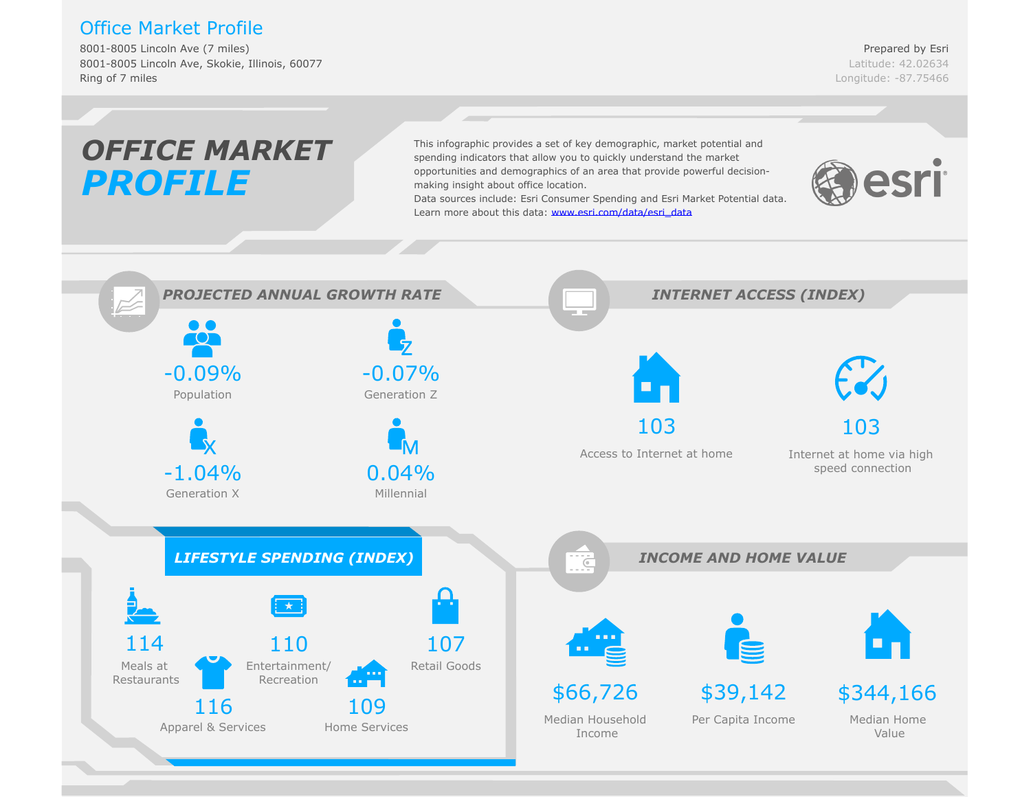# Office Market Profile

8001-8005 Lincoln Ave (7 miles)
8001-8005 Lincoln Ave, Skokie, Illinois, 60077
Ring of 7 miles

Prepared by Esri
Latitude: 42.02634
Longitude: -87.75466

## OFFICE MARKET PROFILE

This infographic provides a set of key demographic, market potential and spending indicators that allow you to quickly understand the market opportunities and demographics of an area that provide powerful decision-making insight about office location.
Data sources include: Esri Consumer Spending and Esri Market Potential data.
Learn more about this data: www.esri.com/data/esri_data

### PROJECTED ANNUAL GROWTH RATE

| Metric | Rate |
|---|---|
| Population | -0.09% |
| Generation Z | -0.07% |
| Generation X | -1.04% |
| Millennial | 0.04% |

### INTERNET ACCESS (INDEX)

| Metric | Index |
|---|---|
| Access to Internet at home | 103 |
| Internet at home via high speed connection | 103 |

### LIFESTYLE SPENDING (INDEX)

| Category | Index |
|---|---|
| Meals at Restaurants | 114 |
| Entertainment/ Recreation | 110 |
| Retail Goods | 107 |
| Apparel & Services | 116 |
| Home Services | 109 |

### INCOME AND HOME VALUE

| Metric | Value |
|---|---|
| Median Household Income | $66,726 |
| Per Capita Income | $39,142 |
| Median Home Value | $344,166 |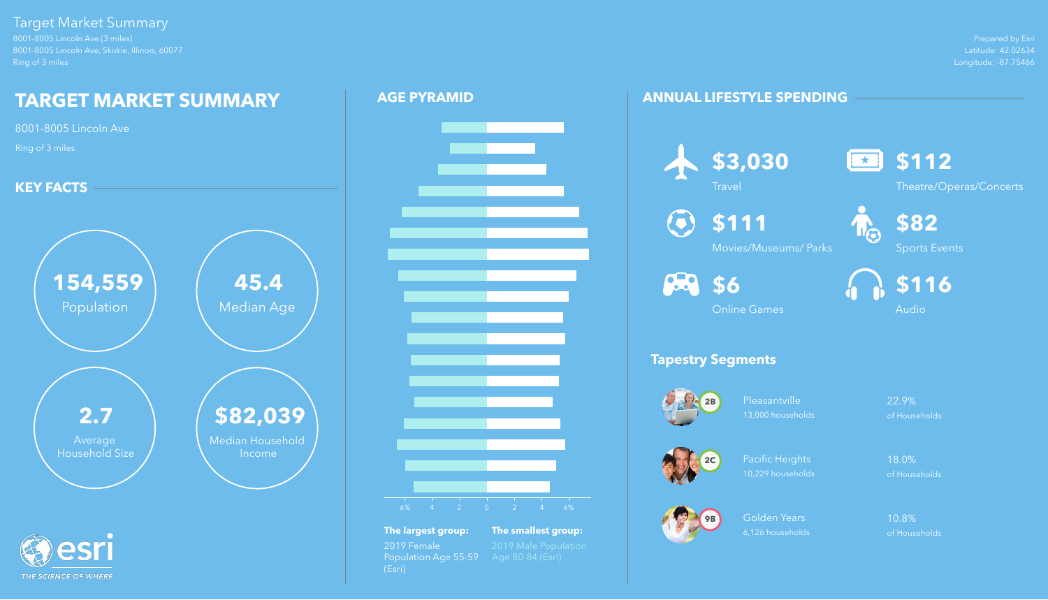Target Market Summary

8001-8005 Lincoln Ave (3 miles)
8001-8005 Lincoln Ave, Skokie, Illinois, 60077
Ring of 3 miles

Prepared by Esri
Latitude: 42.02634
Longitude: -87.75466

# TARGET MARKET SUMMARY

8001-8005 Lincoln Ave

Ring of 3 miles

## KEY FACTS

**154,559**
Population

**45.4**
Median Age

**2.7**
Average Household Size

**$82,039**
Median Household Income

## AGE PYRAMID

6% 4 2 0 2 4 6%

**The largest group:** 2019 Female Population Age 55-59 (Esri)

**The smallest group:** 2019 Male Population Age 80-84 (Esri)

## ANNUAL LIFESTYLE SPENDING

**$3,030**
Travel

**$112**
Theatre/Operas/Concerts

**$111**
Movies/Museums/ Parks

**$82**
Sports Events

**$6**
Online Games

**$116**
Audio

### Tapestry Segments

| Code | Segment | Households | % of Households |
| --- | --- | --- | --- |
| 2B | Pleasantville | 13,000 households | 22.9% of Households |
| 2C | Pacific Heights | 10,229 households | 18.0% of Households |
| 9B | Golden Years | 6,126 households | 10.8% of Households |

esri THE SCIENCE OF WHERE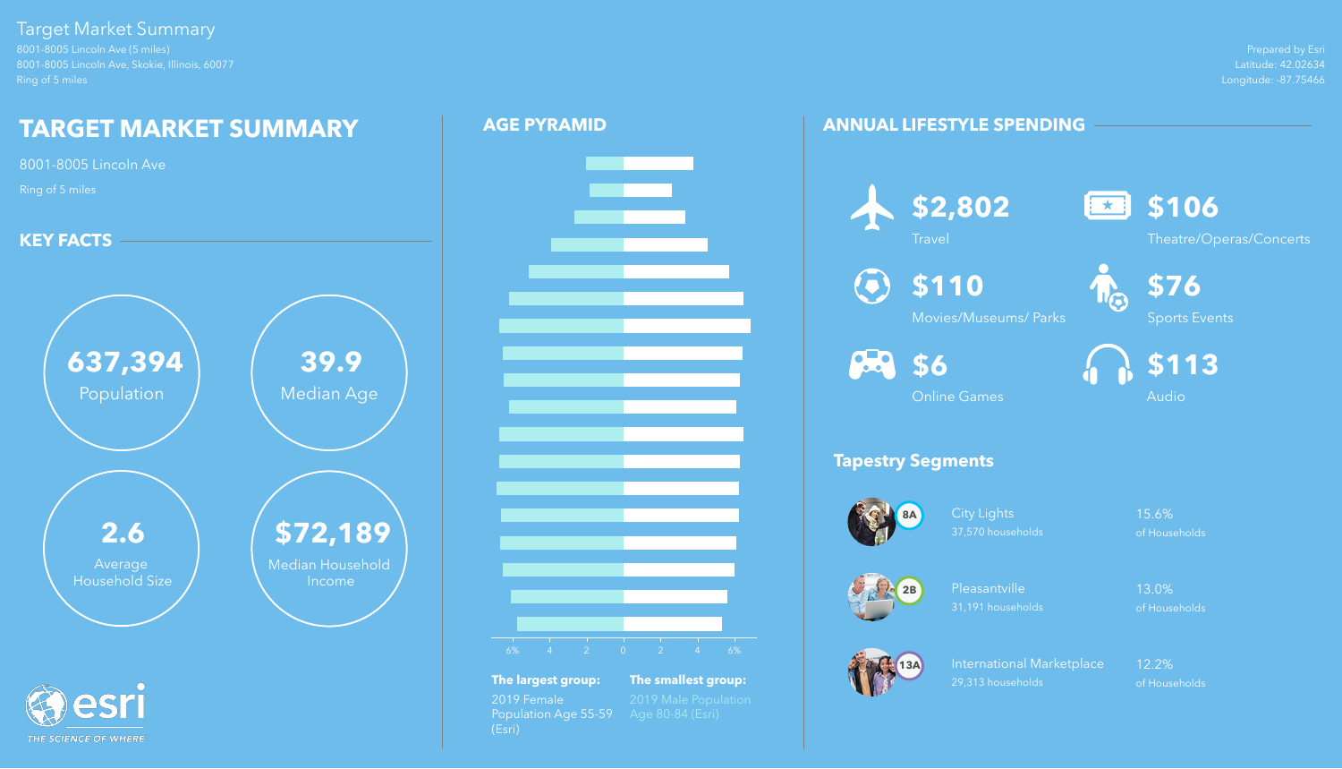Target Market Summary

8001-8005 Lincoln Ave (5 miles)
8001-8005 Lincoln Ave, Skokie, Illinois, 60077
Ring of 5 miles

Prepared by Esri
Latitude: 42.02634
Longitude: -87.75466

# TARGET MARKET SUMMARY

8001-8005 Lincoln Ave

Ring of 5 miles

## KEY FACTS

**637,394**
Population

**39.9**
Median Age

**2.6**
Average Household Size

**$72,189**
Median Household Income

## AGE PYRAMID

**The largest group:**
2019 Female Population Age 55-59 (Esri)

**The smallest group:**
2019 Male Population Age 80-84 (Esri)

## ANNUAL LIFESTYLE SPENDING

**$2,802**
Travel

**$106**
Theatre/Operas/Concerts

**$110**
Movies/Museums/ Parks

**$76**
Sports Events

**$6**
Online Games

**$113**
Audio

### Tapestry Segments

| Segment | Name | Households | % of Households |
|---|---|---|---|
| 8A | City Lights | 37,570 households | 15.6% of Households |
| 2B | Pleasantville | 31,191 households | 13.0% of Households |
| 13A | International Marketplace | 29,313 households | 12.2% of Households |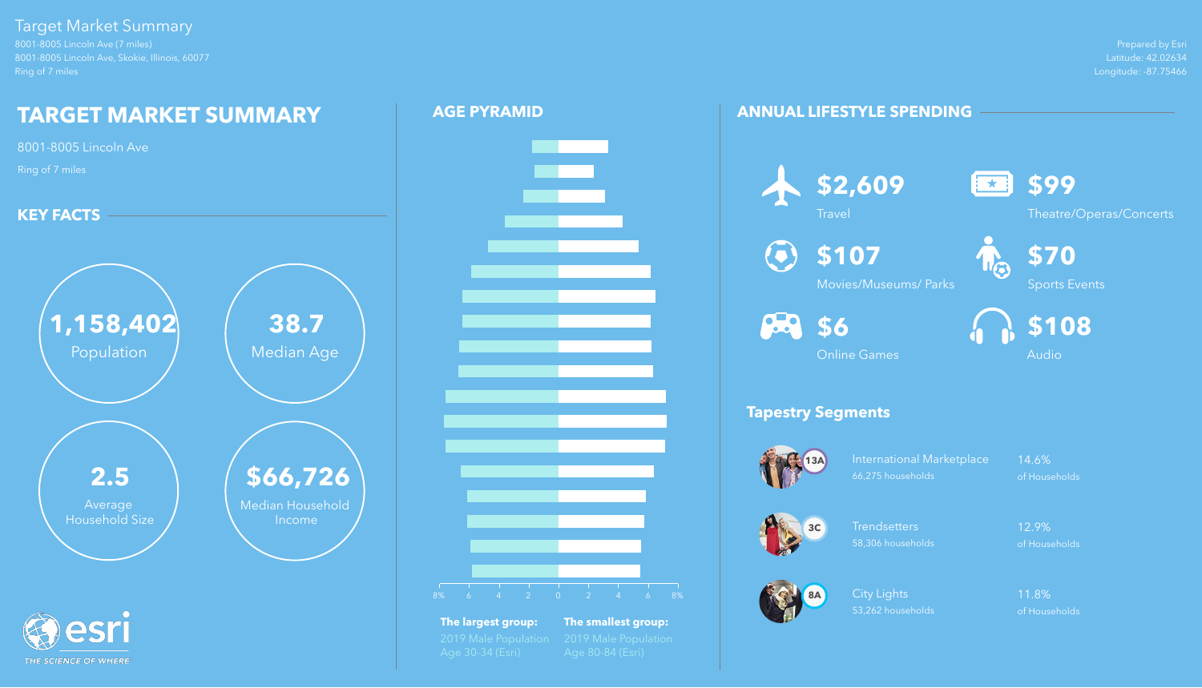Target Market Summary

8001-8005 Lincoln Ave (7 miles)
8001-8005 Lincoln Ave, Skokie, Illinois, 60077
Ring of 7 miles

Prepared by Esri
Latitude: 42.02634
Longitude: -87.75466

# TARGET MARKET SUMMARY

8001-8005 Lincoln Ave

Ring of 7 miles

## KEY FACTS

**1,158,402**
Population

**38.7**
Median Age

**2.5**
Average Household Size

**$66,726**
Median Household Income

esri
THE SCIENCE OF WHERE

## AGE PYRAMID

8% 6 4 2 0 2 4 6 8%

**The largest group:** 2019 Male Population Age 30-34 (Esri)

**The smallest group:** 2019 Male Population Age 80-84 (Esri)

## ANNUAL LIFESTYLE SPENDING

**$2,609**
Travel

**$99**
Theatre/Operas/Concerts

**$107**
Movies/Museums/ Parks

**$70**
Sports Events

**$6**
Online Games

**$108**
Audio

### Tapestry Segments

13A International Marketplace
66,275 households
14.6% of Households

3C Trendsetters
58,306 households
12.9% of Households

8A City Lights
53,262 households
11.8% of Households